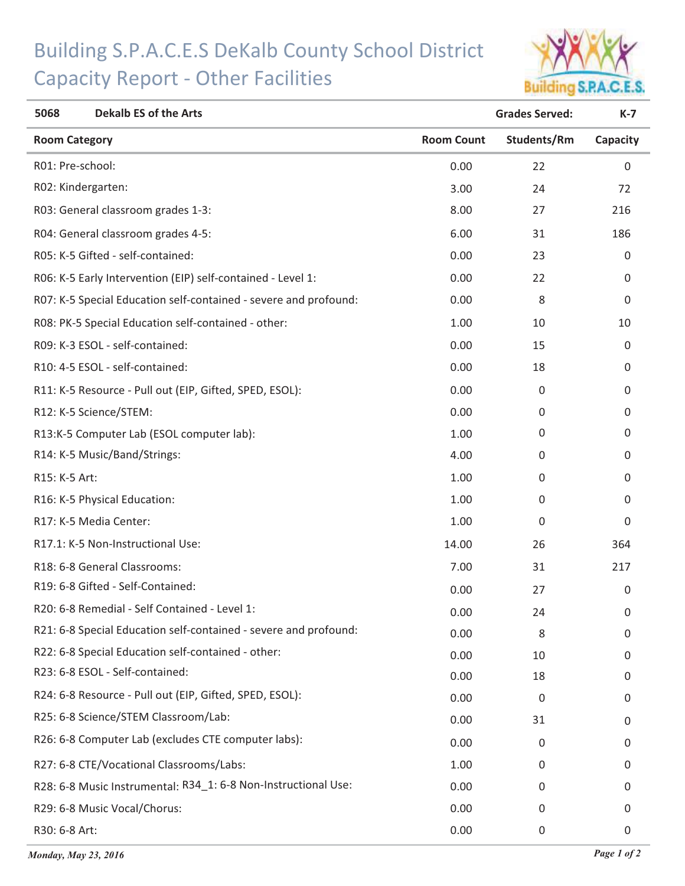# Building S.P.A.C.E.S DeKalb County School District Capacity Report - Other Facilities

| 5068 | Dekalb ES of the Arts | Grades Served: | K-7 |
|---|---|---|---|

| Room Category | Room Count | Students/Rm | Capacity |
|---|---|---|---|
| R01: Pre-school: | 0.00 | 22 | 0 |
| R02: Kindergarten: | 3.00 | 24 | 72 |
| R03: General classroom grades 1-3: | 8.00 | 27 | 216 |
| R04: General classroom grades 4-5: | 6.00 | 31 | 186 |
| R05: K-5 Gifted - self-contained: | 0.00 | 23 | 0 |
| R06: K-5 Early Intervention (EIP) self-contained - Level 1: | 0.00 | 22 | 0 |
| R07: K-5 Special Education self-contained - severe and profound: | 0.00 | 8 | 0 |
| R08: PK-5 Special Education self-contained - other: | 1.00 | 10 | 10 |
| R09: K-3 ESOL - self-contained: | 0.00 | 15 | 0 |
| R10: 4-5 ESOL - self-contained: | 0.00 | 18 | 0 |
| R11: K-5 Resource - Pull out (EIP, Gifted, SPED, ESOL): | 0.00 | 0 | 0 |
| R12: K-5 Science/STEM: | 0.00 | 0 | 0 |
| R13:K-5 Computer Lab (ESOL computer lab): | 1.00 | 0 | 0 |
| R14: K-5 Music/Band/Strings: | 4.00 | 0 | 0 |
| R15: K-5 Art: | 1.00 | 0 | 0 |
| R16: K-5 Physical Education: | 1.00 | 0 | 0 |
| R17: K-5 Media Center: | 1.00 | 0 | 0 |
| R17.1: K-5 Non-Instructional Use: | 14.00 | 26 | 364 |
| R18: 6-8 General Classrooms: | 7.00 | 31 | 217 |
| R19: 6-8 Gifted - Self-Contained: | 0.00 | 27 | 0 |
| R20: 6-8 Remedial - Self Contained - Level 1: | 0.00 | 24 | 0 |
| R21: 6-8 Special Education self-contained - severe and profound: | 0.00 | 8 | 0 |
| R22: 6-8 Special Education self-contained - other: | 0.00 | 10 | 0 |
| R23: 6-8 ESOL - Self-contained: | 0.00 | 18 | 0 |
| R24: 6-8 Resource - Pull out (EIP, Gifted, SPED, ESOL): | 0.00 | 0 | 0 |
| R25: 6-8 Science/STEM Classroom/Lab: | 0.00 | 31 | 0 |
| R26: 6-8 Computer Lab (excludes CTE computer labs): | 0.00 | 0 | 0 |
| R27: 6-8 CTE/Vocational Classrooms/Labs: | 1.00 | 0 | 0 |
| R28: 6-8 Music Instrumental: R34_1: 6-8 Non-Instructional Use: | 0.00 | 0 | 0 |
| R29: 6-8 Music Vocal/Chorus: | 0.00 | 0 | 0 |
| R30: 6-8 Art: | 0.00 | 0 | 0 |

*Monday, May 23, 2016*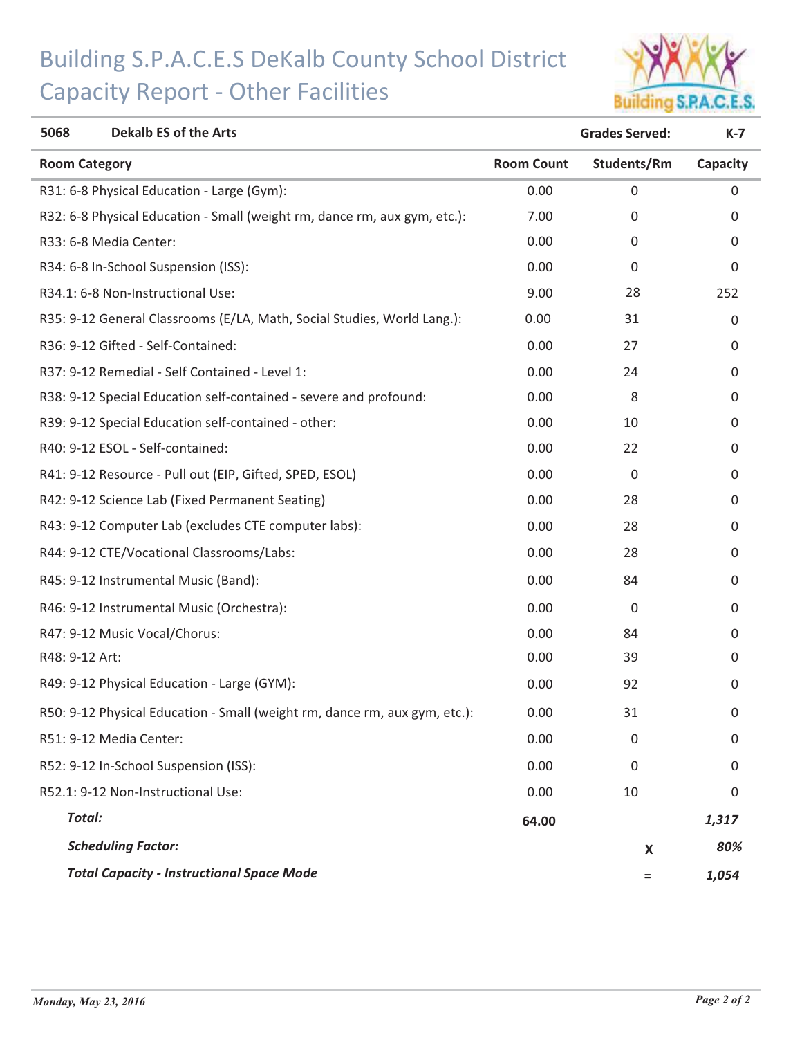# Building S.P.A.C.E.S DeKalb County School District Capacity Report - Other Facilities

| 5068 | Dekalb ES of the Arts | Grades Served: | K-7 |
|---|---|---|---|

| Room Category | Room Count | Students/Rm | Capacity |
|---|---|---|---|
| R31: 6-8 Physical Education - Large (Gym): | 0.00 | 0 | 0 |
| R32: 6-8 Physical Education - Small (weight rm, dance rm, aux gym, etc.): | 7.00 | 0 | 0 |
| R33: 6-8 Media Center: | 0.00 | 0 | 0 |
| R34: 6-8 In-School Suspension (ISS): | 0.00 | 0 | 0 |
| R34.1: 6-8 Non-Instructional Use: | 9.00 | 28 | 252 |
| R35: 9-12 General Classrooms (E/LA, Math, Social Studies, World Lang.): | 0.00 | 31 | 0 |
| R36: 9-12 Gifted - Self-Contained: | 0.00 | 27 | 0 |
| R37: 9-12 Remedial - Self Contained - Level 1: | 0.00 | 24 | 0 |
| R38: 9-12 Special Education self-contained - severe and profound: | 0.00 | 8 | 0 |
| R39: 9-12 Special Education self-contained - other: | 0.00 | 10 | 0 |
| R40: 9-12 ESOL - Self-contained: | 0.00 | 22 | 0 |
| R41: 9-12 Resource - Pull out (EIP, Gifted, SPED, ESOL) | 0.00 | 0 | 0 |
| R42: 9-12 Science Lab (Fixed Permanent Seating) | 0.00 | 28 | 0 |
| R43: 9-12 Computer Lab (excludes CTE computer labs): | 0.00 | 28 | 0 |
| R44: 9-12 CTE/Vocational Classrooms/Labs: | 0.00 | 28 | 0 |
| R45: 9-12 Instrumental Music (Band): | 0.00 | 84 | 0 |
| R46: 9-12 Instrumental Music (Orchestra): | 0.00 | 0 | 0 |
| R47: 9-12 Music Vocal/Chorus: | 0.00 | 84 | 0 |
| R48: 9-12 Art: | 0.00 | 39 | 0 |
| R49: 9-12 Physical Education - Large (GYM): | 0.00 | 92 | 0 |
| R50: 9-12 Physical Education - Small (weight rm, dance rm, aux gym, etc.): | 0.00 | 31 | 0 |
| R51: 9-12 Media Center: | 0.00 | 0 | 0 |
| R52: 9-12 In-School Suspension (ISS): | 0.00 | 0 | 0 |
| R52.1: 9-12 Non-Instructional Use: | 0.00 | 10 | 0 |
| ***Total:*** | **64.00** | | ***1,317*** |
| ***Scheduling Factor:*** | | **x** | ***80%*** |
| ***Total Capacity - Instructional Space Mode*** | | **=** | ***1,054*** |

*Monday, May 23, 2016*